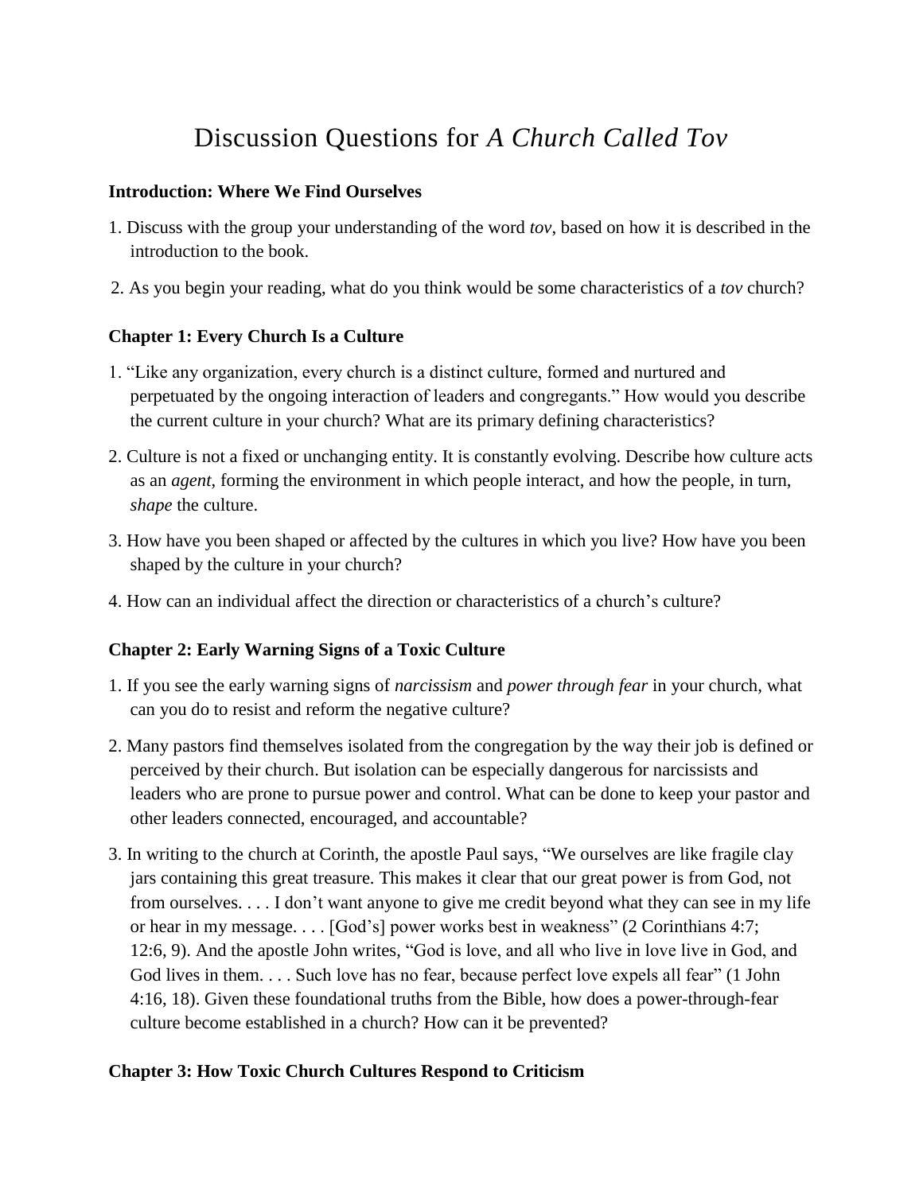# Discussion Questions for *A Church Called Tov*

### Introduction: Where We Find Ourselves

1. Discuss with the group your understanding of the word *tov*, based on how it is described in the introduction to the book.
2. As you begin your reading, what do you think would be some characteristics of a *tov* church?

### Chapter 1: Every Church Is a Culture

1. "Like any organization, every church is a distinct culture, formed and nurtured and perpetuated by the ongoing interaction of leaders and congregants." How would you describe the current culture in your church? What are its primary defining characteristics?
2. Culture is not a fixed or unchanging entity. It is constantly evolving. Describe how culture acts as an *agent*, forming the environment in which people interact, and how the people, in turn, *shape* the culture.
3. How have you been shaped or affected by the cultures in which you live? How have you been shaped by the culture in your church?
4. How can an individual affect the direction or characteristics of a church's culture?

### Chapter 2: Early Warning Signs of a Toxic Culture

1. If you see the early warning signs of *narcissism* and *power through fear* in your church, what can you do to resist and reform the negative culture?
2. Many pastors find themselves isolated from the congregation by the way their job is defined or perceived by their church. But isolation can be especially dangerous for narcissists and leaders who are prone to pursue power and control. What can be done to keep your pastor and other leaders connected, encouraged, and accountable?
3. In writing to the church at Corinth, the apostle Paul says, "We ourselves are like fragile clay jars containing this great treasure. This makes it clear that our great power is from God, not from ourselves. . . . I don't want anyone to give me credit beyond what they can see in my life or hear in my message. . . . [God's] power works best in weakness" (2 Corinthians 4:7; 12:6, 9). And the apostle John writes, "God is love, and all who live in love live in God, and God lives in them. . . . Such love has no fear, because perfect love expels all fear" (1 John 4:16, 18). Given these foundational truths from the Bible, how does a power-through-fear culture become established in a church? How can it be prevented?

### Chapter 3: How Toxic Church Cultures Respond to Criticism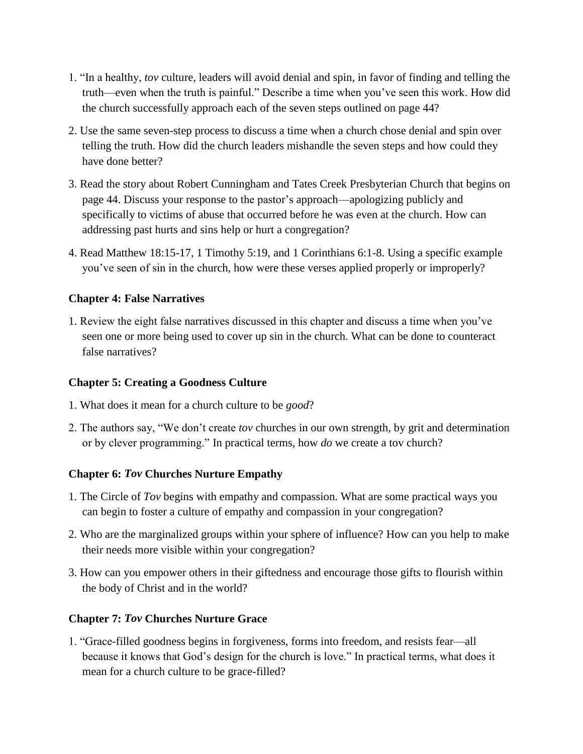1. "In a healthy, *tov* culture, leaders will avoid denial and spin, in favor of finding and telling the truth—even when the truth is painful." Describe a time when you've seen this work. How did the church successfully approach each of the seven steps outlined on page 44?

2. Use the same seven-step process to discuss a time when a church chose denial and spin over telling the truth. How did the church leaders mishandle the seven steps and how could they have done better?

3. Read the story about Robert Cunningham and Tates Creek Presbyterian Church that begins on page 44. Discuss your response to the pastor's approach—apologizing publicly and specifically to victims of abuse that occurred before he was even at the church. How can addressing past hurts and sins help or hurt a congregation?

4. Read Matthew 18:15-17, 1 Timothy 5:19, and 1 Corinthians 6:1-8. Using a specific example you've seen of sin in the church, how were these verses applied properly or improperly?

### Chapter 4: False Narratives

1. Review the eight false narratives discussed in this chapter and discuss a time when you've seen one or more being used to cover up sin in the church. What can be done to counteract false narratives?

### Chapter 5: Creating a Goodness Culture

1. What does it mean for a church culture to be *good*?

2. The authors say, "We don't create *tov* churches in our own strength, by grit and determination or by clever programming." In practical terms, how *do* we create a tov church?

### Chapter 6: *Tov* Churches Nurture Empathy

1. The Circle of *Tov* begins with empathy and compassion. What are some practical ways you can begin to foster a culture of empathy and compassion in your congregation?

2. Who are the marginalized groups within your sphere of influence? How can you help to make their needs more visible within your congregation?

3. How can you empower others in their giftedness and encourage those gifts to flourish within the body of Christ and in the world?

### Chapter 7: *Tov* Churches Nurture Grace

1. "Grace-filled goodness begins in forgiveness, forms into freedom, and resists fear—all because it knows that God's design for the church is love." In practical terms, what does it mean for a church culture to be grace-filled?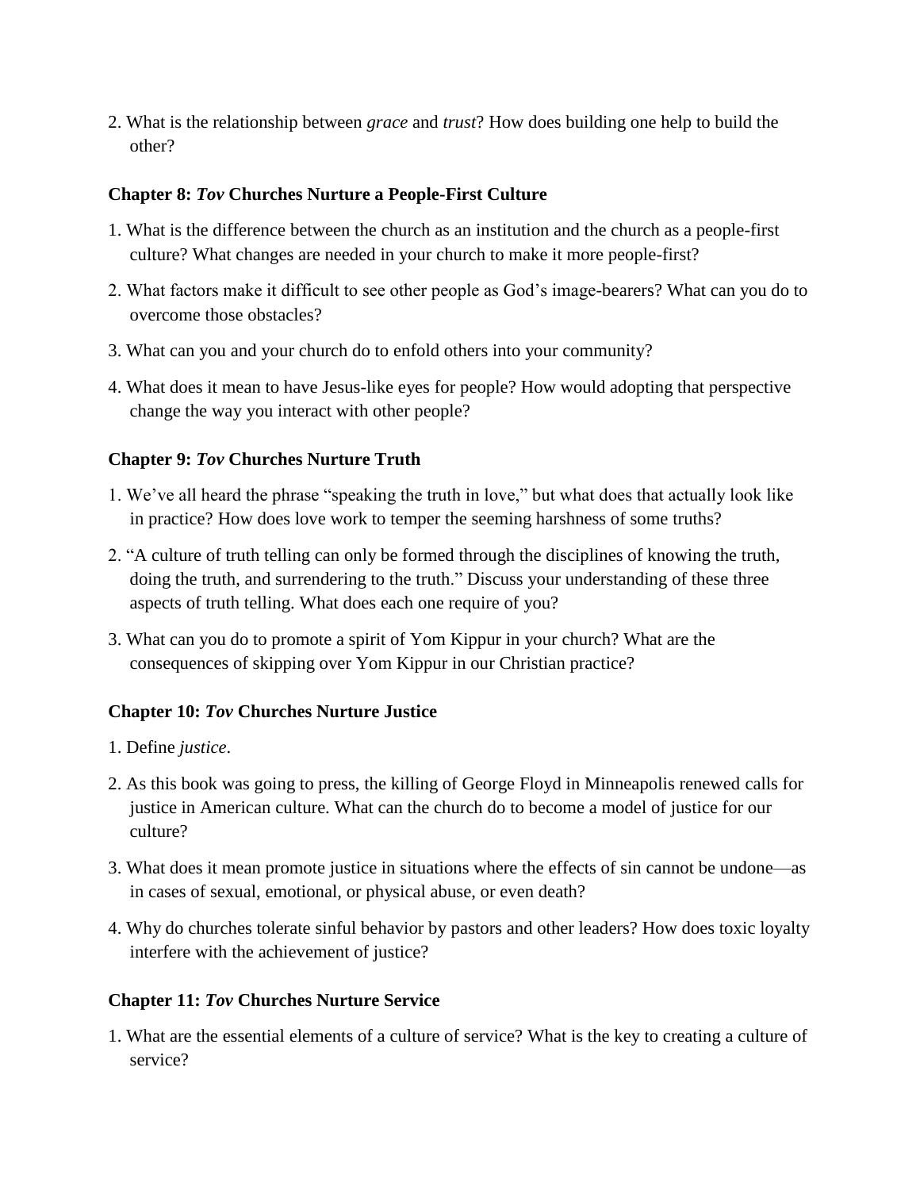2. What is the relationship between *grace* and *trust*? How does building one help to build the other?

### Chapter 8: *Tov* Churches Nurture a People-First Culture

1. What is the difference between the church as an institution and the church as a people-first culture? What changes are needed in your church to make it more people-first?

2. What factors make it difficult to see other people as God's image-bearers? What can you do to overcome those obstacles?

3. What can you and your church do to enfold others into your community?

4. What does it mean to have Jesus-like eyes for people? How would adopting that perspective change the way you interact with other people?

### Chapter 9: *Tov* Churches Nurture Truth

1. We've all heard the phrase "speaking the truth in love," but what does that actually look like in practice? How does love work to temper the seeming harshness of some truths?

2. "A culture of truth telling can only be formed through the disciplines of knowing the truth, doing the truth, and surrendering to the truth." Discuss your understanding of these three aspects of truth telling. What does each one require of you?

3. What can you do to promote a spirit of Yom Kippur in your church? What are the consequences of skipping over Yom Kippur in our Christian practice?

### Chapter 10: *Tov* Churches Nurture Justice

1. Define *justice*.

2. As this book was going to press, the killing of George Floyd in Minneapolis renewed calls for justice in American culture. What can the church do to become a model of justice for our culture?

3. What does it mean promote justice in situations where the effects of sin cannot be undone—as in cases of sexual, emotional, or physical abuse, or even death?

4. Why do churches tolerate sinful behavior by pastors and other leaders? How does toxic loyalty interfere with the achievement of justice?

### Chapter 11: *Tov* Churches Nurture Service

1. What are the essential elements of a culture of service? What is the key to creating a culture of service?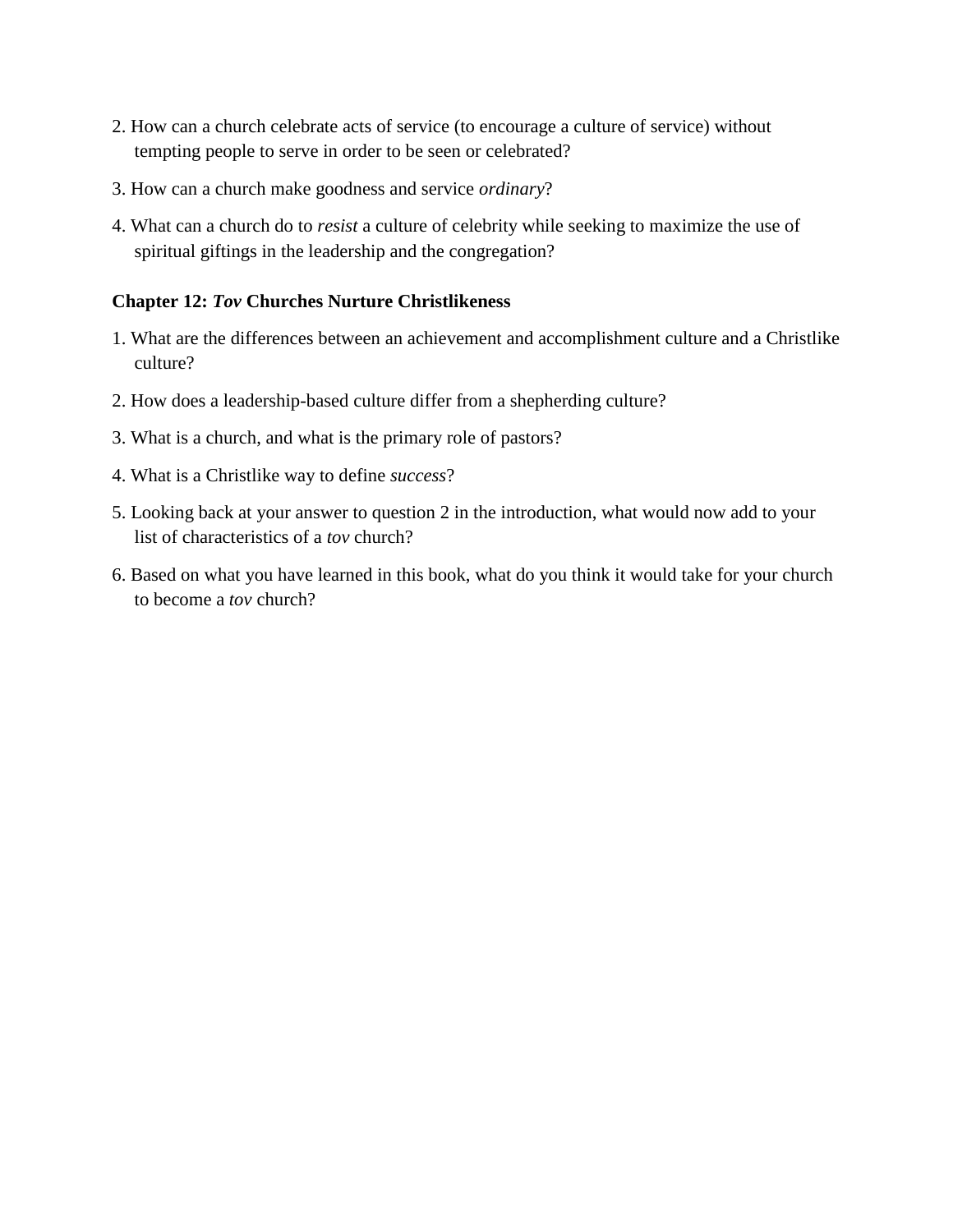2. How can a church celebrate acts of service (to encourage a culture of service) without tempting people to serve in order to be seen or celebrated?

3. How can a church make goodness and service *ordinary*?

4. What can a church do to *resist* a culture of celebrity while seeking to maximize the use of spiritual giftings in the leadership and the congregation?

### Chapter 12: *Tov* Churches Nurture Christlikeness

1. What are the differences between an achievement and accomplishment culture and a Christlike culture?

2. How does a leadership-based culture differ from a shepherding culture?

3. What is a church, and what is the primary role of pastors?

4. What is a Christlike way to define *success*?

5. Looking back at your answer to question 2 in the introduction, what would now add to your list of characteristics of a *tov* church?

6. Based on what you have learned in this book, what do you think it would take for your church to become a *tov* church?